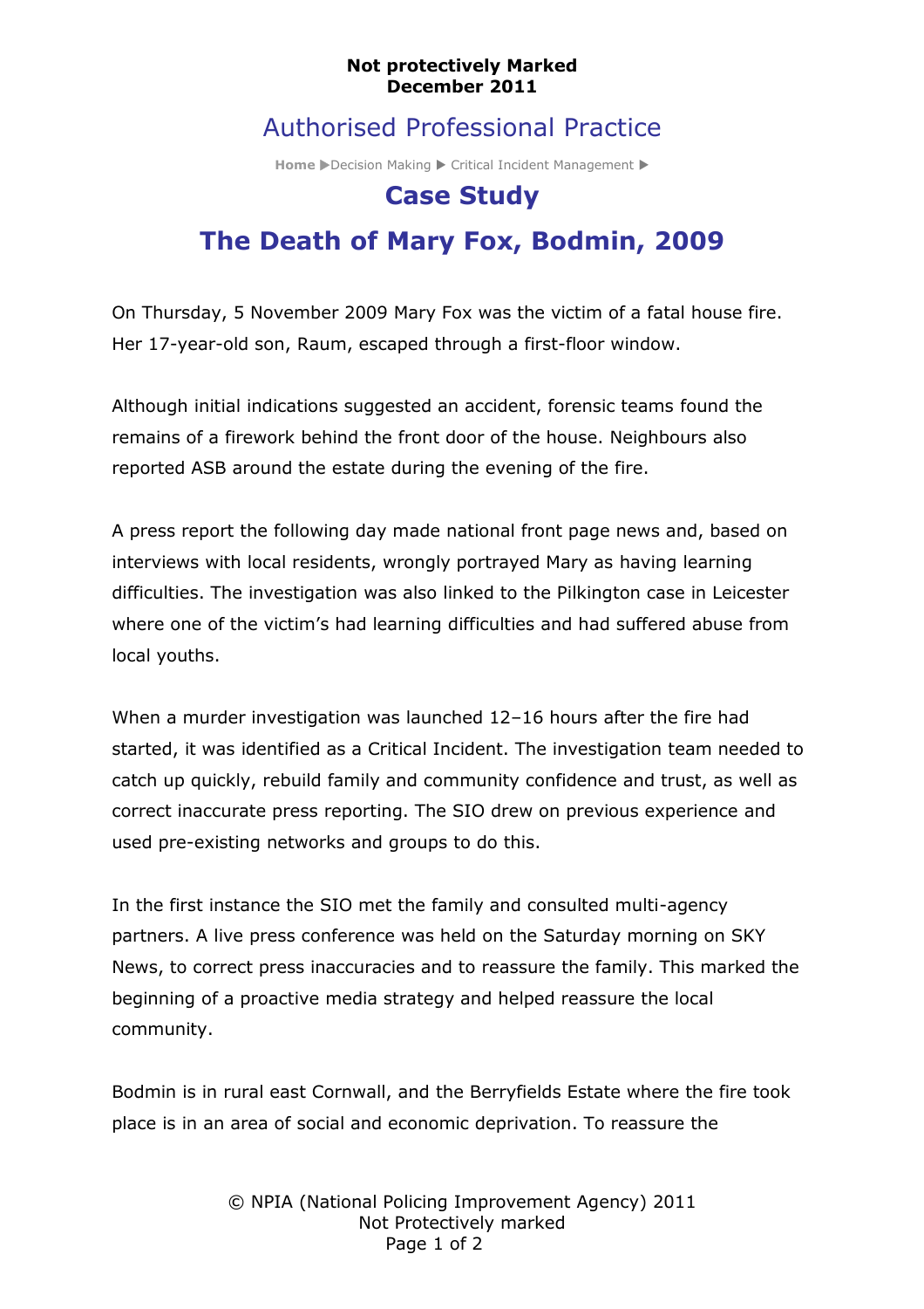**Not protectively Marked**
**December 2011**

# Authorised Professional Practice

Home ▶Decision Making ▶ Critical Incident Management ▶

## Case Study

## The Death of Mary Fox, Bodmin, 2009

On Thursday, 5 November 2009 Mary Fox was the victim of a fatal house fire. Her 17-year-old son, Raum, escaped through a first-floor window.

Although initial indications suggested an accident, forensic teams found the remains of a firework behind the front door of the house. Neighbours also reported ASB around the estate during the evening of the fire.

A press report the following day made national front page news and, based on interviews with local residents, wrongly portrayed Mary as having learning difficulties. The investigation was also linked to the Pilkington case in Leicester where one of the victim's had learning difficulties and had suffered abuse from local youths.

When a murder investigation was launched 12–16 hours after the fire had started, it was identified as a Critical Incident. The investigation team needed to catch up quickly, rebuild family and community confidence and trust, as well as correct inaccurate press reporting. The SIO drew on previous experience and used pre-existing networks and groups to do this.

In the first instance the SIO met the family and consulted multi-agency partners. A live press conference was held on the Saturday morning on SKY News, to correct press inaccuracies and to reassure the family. This marked the beginning of a proactive media strategy and helped reassure the local community.

Bodmin is in rural east Cornwall, and the Berryfields Estate where the fire took place is in an area of social and economic deprivation. To reassure the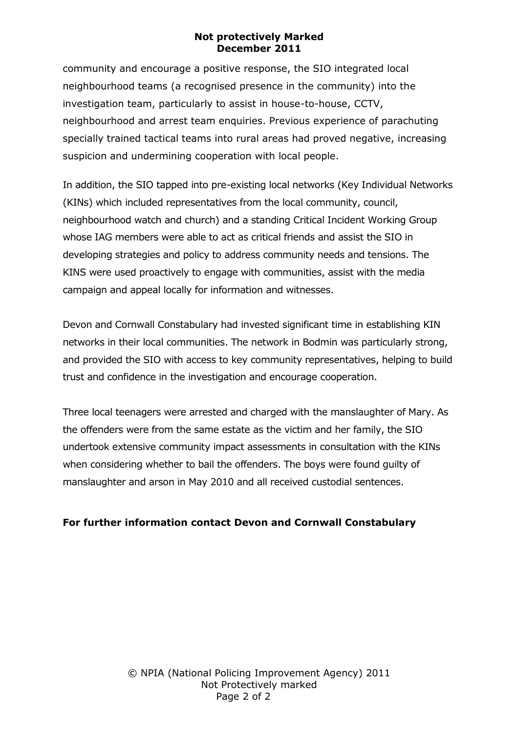community and encourage a positive response, the SIO integrated local neighbourhood teams (a recognised presence in the community) into the investigation team, particularly to assist in house-to-house, CCTV, neighbourhood and arrest team enquiries. Previous experience of parachuting specially trained tactical teams into rural areas had proved negative, increasing suspicion and undermining cooperation with local people.

In addition, the SIO tapped into pre-existing local networks (Key Individual Networks (KINs) which included representatives from the local community, council, neighbourhood watch and church) and a standing Critical Incident Working Group whose IAG members were able to act as critical friends and assist the SIO in developing strategies and policy to address community needs and tensions. The KINS were used proactively to engage with communities, assist with the media campaign and appeal locally for information and witnesses.

Devon and Cornwall Constabulary had invested significant time in establishing KIN networks in their local communities. The network in Bodmin was particularly strong, and provided the SIO with access to key community representatives, helping to build trust and confidence in the investigation and encourage cooperation.

Three local teenagers were arrested and charged with the manslaughter of Mary. As the offenders were from the same estate as the victim and her family, the SIO undertook extensive community impact assessments in consultation with the KINs when considering whether to bail the offenders. The boys were found guilty of manslaughter and arson in May 2010 and all received custodial sentences.

**For further information contact Devon and Cornwall Constabulary**